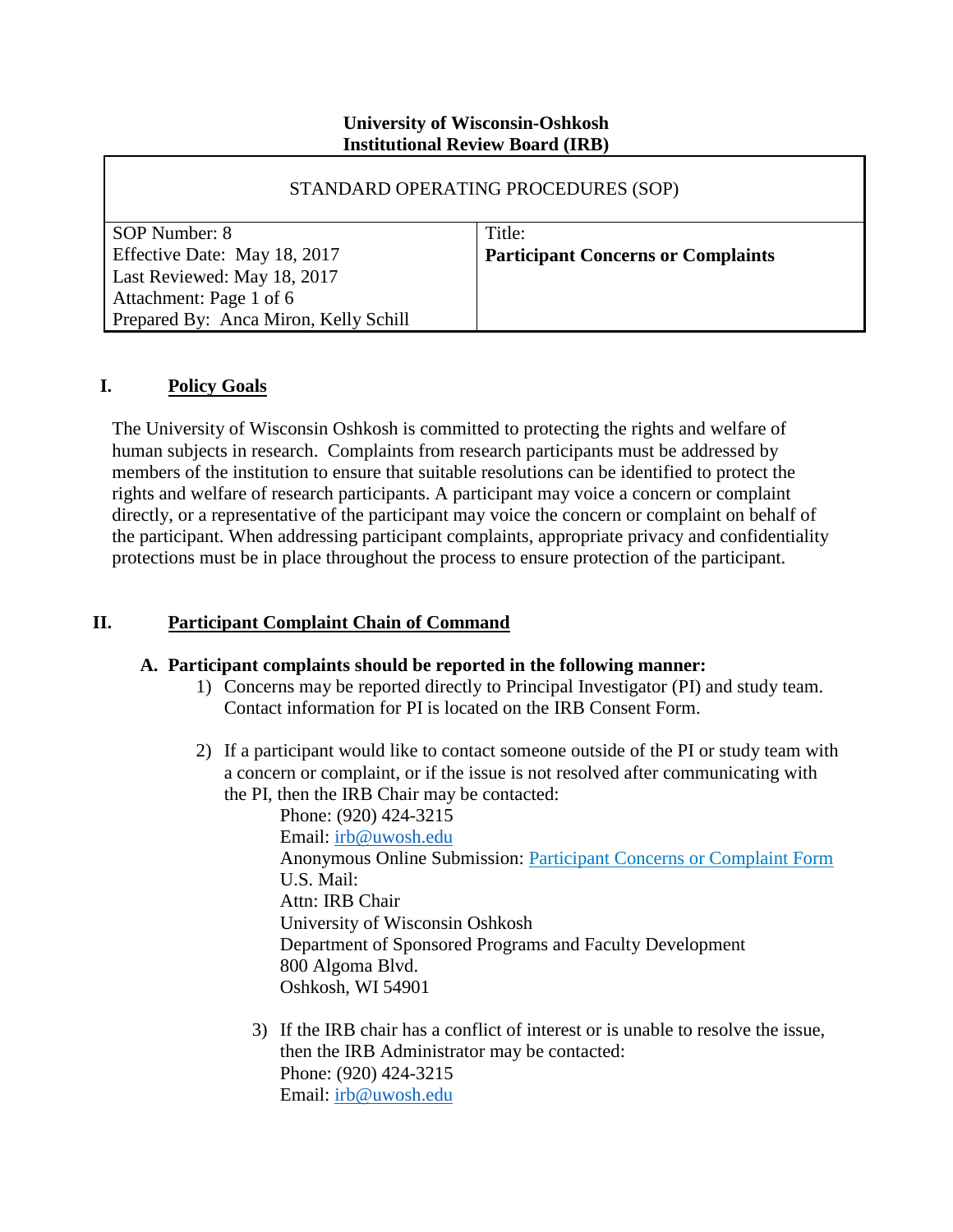**University of Wisconsin-Oshkosh**
**Institutional Review Board (IRB)**

| STANDARD OPERATING PROCEDURES (SOP) | |
|---|---|
| SOP Number: 8<br>Effective Date: May 18, 2017<br>Last Reviewed: May 18, 2017<br>Attachment: Page 1 of 6<br>Prepared By: Anca Miron, Kelly Schill | Title:<br>**Participant Concerns or Complaints** |

## I. Policy Goals

The University of Wisconsin Oshkosh is committed to protecting the rights and welfare of human subjects in research. Complaints from research participants must be addressed by members of the institution to ensure that suitable resolutions can be identified to protect the rights and welfare of research participants. A participant may voice a concern or complaint directly, or a representative of the participant may voice the concern or complaint on behalf of the participant. When addressing participant complaints, appropriate privacy and confidentiality protections must be in place throughout the process to ensure protection of the participant.

## II. Participant Complaint Chain of Command

### A. Participant complaints should be reported in the following manner:

1) Concerns may be reported directly to Principal Investigator (PI) and study team. Contact information for PI is located on the IRB Consent Form.

2) If a participant would like to contact someone outside of the PI or study team with a concern or complaint, or if the issue is not resolved after communicating with the PI, then the IRB Chair may be contacted:
   Phone: (920) 424-3215
   Email: irb@uwosh.edu
   Anonymous Online Submission: Participant Concerns or Complaint Form
   U.S. Mail:
   Attn: IRB Chair
   University of Wisconsin Oshkosh
   Department of Sponsored Programs and Faculty Development
   800 Algoma Blvd.
   Oshkosh, WI 54901

3) If the IRB chair has a conflict of interest or is unable to resolve the issue, then the IRB Administrator may be contacted:
   Phone: (920) 424-3215
   Email: irb@uwosh.edu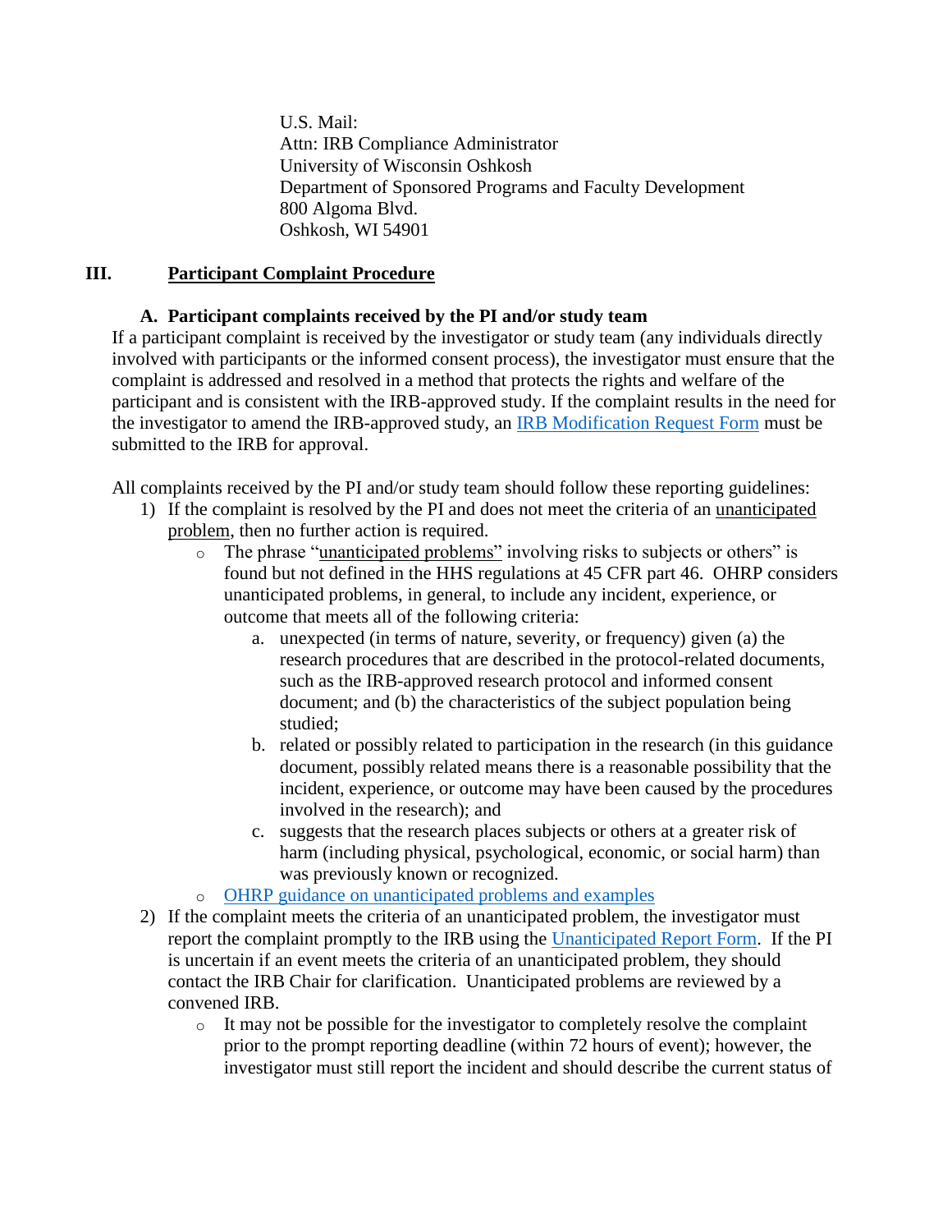U.S. Mail:
Attn: IRB Compliance Administrator
University of Wisconsin Oshkosh
Department of Sponsored Programs and Faculty Development
800 Algoma Blvd.
Oshkosh, WI 54901

## III. Participant Complaint Procedure

### A. Participant complaints received by the PI and/or study team

If a participant complaint is received by the investigator or study team (any individuals directly involved with participants or the informed consent process), the investigator must ensure that the complaint is addressed and resolved in a method that protects the rights and welfare of the participant and is consistent with the IRB-approved study. If the complaint results in the need for the investigator to amend the IRB-approved study, an IRB Modification Request Form must be submitted to the IRB for approval.

All complaints received by the PI and/or study team should follow these reporting guidelines:

1) If the complaint is resolved by the PI and does not meet the criteria of an unanticipated problem, then no further action is required.
   - The phrase "unanticipated problems" involving risks to subjects or others" is found but not defined in the HHS regulations at 45 CFR part 46. OHRP considers unanticipated problems, in general, to include any incident, experience, or outcome that meets all of the following criteria:
     a. unexpected (in terms of nature, severity, or frequency) given (a) the research procedures that are described in the protocol-related documents, such as the IRB-approved research protocol and informed consent document; and (b) the characteristics of the subject population being studied;
     b. related or possibly related to participation in the research (in this guidance document, possibly related means there is a reasonable possibility that the incident, experience, or outcome may have been caused by the procedures involved in the research); and
     c. suggests that the research places subjects or others at a greater risk of harm (including physical, psychological, economic, or social harm) than was previously known or recognized.
   - OHRP guidance on unanticipated problems and examples
2) If the complaint meets the criteria of an unanticipated problem, the investigator must report the complaint promptly to the IRB using the Unanticipated Report Form. If the PI is uncertain if an event meets the criteria of an unanticipated problem, they should contact the IRB Chair for clarification. Unanticipated problems are reviewed by a convened IRB.
   - It may not be possible for the investigator to completely resolve the complaint prior to the prompt reporting deadline (within 72 hours of event); however, the investigator must still report the incident and should describe the current status of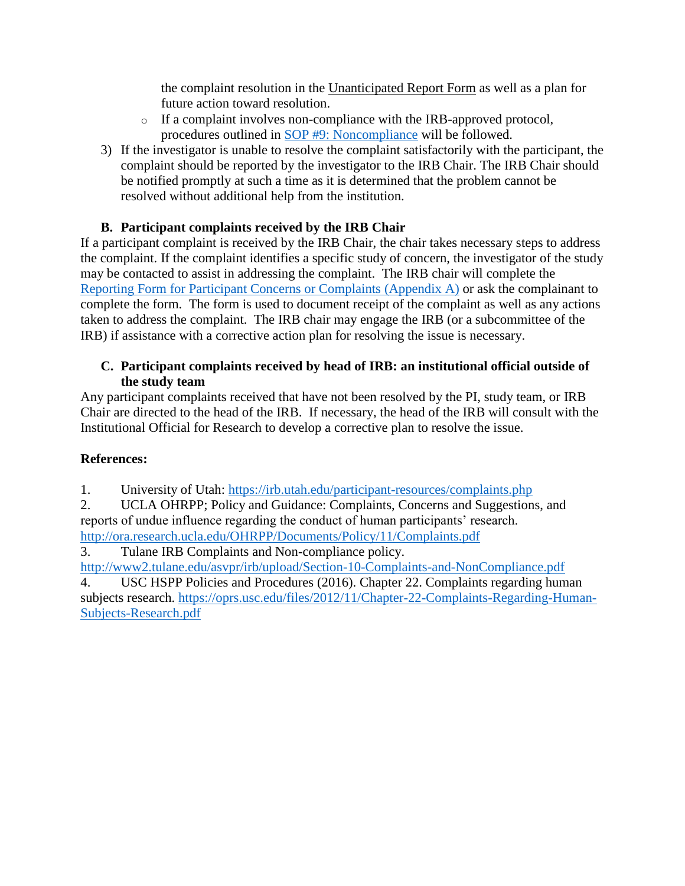the complaint resolution in the Unanticipated Report Form as well as a plan for future action toward resolution.

   - If a complaint involves non-compliance with the IRB-approved protocol, procedures outlined in SOP #9: Noncompliance will be followed.

3) If the investigator is unable to resolve the complaint satisfactorily with the participant, the complaint should be reported by the investigator to the IRB Chair. The IRB Chair should be notified promptly at such a time as it is determined that the problem cannot be resolved without additional help from the institution.

### B. Participant complaints received by the IRB Chair

If a participant complaint is received by the IRB Chair, the chair takes necessary steps to address the complaint. If the complaint identifies a specific study of concern, the investigator of the study may be contacted to assist in addressing the complaint. The IRB chair will complete the Reporting Form for Participant Concerns or Complaints (Appendix A) or ask the complainant to complete the form. The form is used to document receipt of the complaint as well as any actions taken to address the complaint. The IRB chair may engage the IRB (or a subcommittee of the IRB) if assistance with a corrective action plan for resolving the issue is necessary.

### C. Participant complaints received by head of IRB: an institutional official outside of the study team

Any participant complaints received that have not been resolved by the PI, study team, or IRB Chair are directed to the head of the IRB. If necessary, the head of the IRB will consult with the Institutional Official for Research to develop a corrective plan to resolve the issue.

**References:**

1. University of Utah: https://irb.utah.edu/participant-resources/complaints.php
2. UCLA OHRPP; Policy and Guidance: Complaints, Concerns and Suggestions, and reports of undue influence regarding the conduct of human participants' research. http://ora.research.ucla.edu/OHRPP/Documents/Policy/11/Complaints.pdf
3. Tulane IRB Complaints and Non-compliance policy. http://www2.tulane.edu/asvpr/irb/upload/Section-10-Complaints-and-NonCompliance.pdf
4. USC HSPP Policies and Procedures (2016). Chapter 22. Complaints regarding human subjects research. https://oprs.usc.edu/files/2012/11/Chapter-22-Complaints-Regarding-Human-Subjects-Research.pdf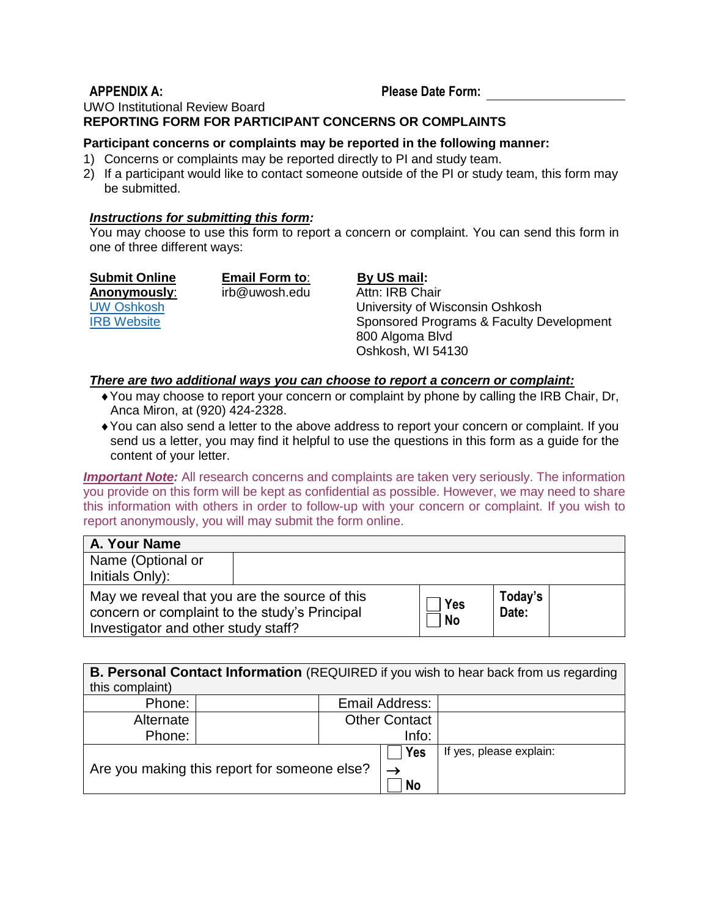**APPENDIX A:** **Please Date Form:** ____________________

UWO Institutional Review Board

**REPORTING FORM FOR PARTICIPANT CONCERNS OR COMPLAINTS**

**Participant concerns or complaints may be reported in the following manner:**

1) Concerns or complaints may be reported directly to PI and study team.
2) If a participant would like to contact someone outside of the PI or study team, this form may be submitted.

***Instructions for submitting this form:***

You may choose to use this form to report a concern or complaint. You can send this form in one of three different ways:

**Submit Online Anonymously**: [UW Oshkosh IRB Website]

**Email Form to**: irb@uwosh.edu

**By US mail:**
Attn: IRB Chair
University of Wisconsin Oshkosh
Sponsored Programs & Faculty Development
800 Algoma Blvd
Oshkosh, WI 54130

***There are two additional ways you can choose to report a concern or complaint:***

- You may choose to report your concern or complaint by phone by calling the IRB Chair, Dr, Anca Miron, at (920) 424-2328.
- You can also send a letter to the above address to report your concern or complaint. If you send us a letter, you may find it helpful to use the questions in this form as a guide for the content of your letter.

***Important Note:*** All research concerns and complaints are taken very seriously. The information you provide on this form will be kept as confidential as possible. However, we may need to share this information with others in order to follow-up with your concern or complaint. If you wish to report anonymously, you will may submit the form online.

| **A. Your Name** | | | |
|---|---|---|---|
| Name (Optional or Initials Only): | | | |
| May we reveal that you are the source of this concern or complaint to the study's Principal Investigator and other study staff? | ☐ **Yes** ☐ **No** | **Today's Date:** | |

| **B. Personal Contact Information** (REQUIRED if you wish to hear back from us regarding this complaint) | | | |
|---|---|---|---|
| Phone: | | Email Address: | |
| Alternate Phone: | | Other Contact Info: | |
| Are you making this report for someone else? | ☐ **Yes** → ☐ **No** | If yes, please explain: | |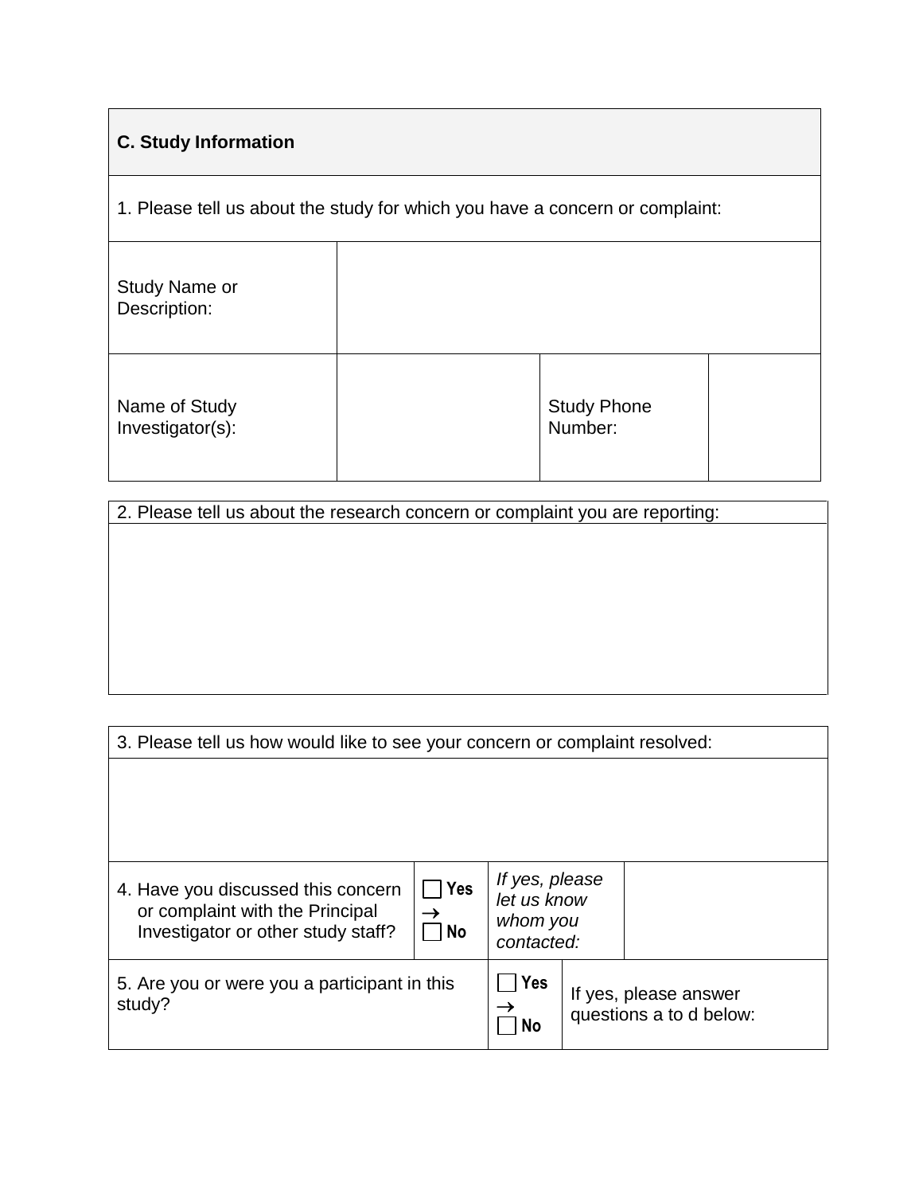## C. Study Information

1. Please tell us about the study for which you have a concern or complaint:

| | | | |
|---|---|---|---|
| Study Name or Description: | | | |
| Name of Study Investigator(s): | | Study Phone Number: | |

2. Please tell us about the research concern or complaint you are reporting:

3. Please tell us how would like to see your concern or complaint resolved:

| | | | |
|---|---|---|---|
| 4. Have you discussed this concern or complaint with the Principal Investigator or other study staff? | ☐ Yes → ☐ No | *If yes, please let us know whom you contacted:* | |
| 5. Are you or were you a participant in this study? | ☐ Yes → ☐ No | If yes, please answer questions a to d below: | |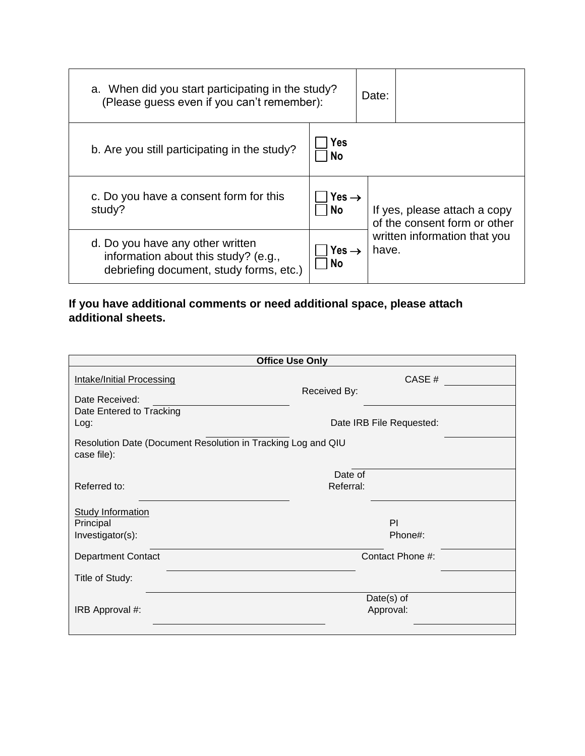| | | | |
|---|---|---|---|
| a. When did you start participating in the study? (Please guess even if you can't remember): | | Date: | |
| b. Are you still participating in the study? | ☐ Yes<br>☐ No | | |
| c. Do you have a consent form for this study? | ☐ Yes →<br>☐ No | If yes, please attach a copy of the consent form or other written information that you have. | |
| d. Do you have any other written information about this study? (e.g., debriefing document, study forms, etc.) | ☐ Yes →<br>☐ No | | |

**If you have additional comments or need additional space, please attach additional sheets.**

**Office Use Only**

Intake/Initial Processing

CASE # \_\_\_\_\_\_\_\_\_\_

Date Received: \_\_\_\_\_\_\_\_\_\_\_\_\_\_\_\_\_\_\_\_ Received By: \_\_\_\_\_\_\_\_\_\_\_\_\_\_\_\_\_\_\_\_

Date Entered to Tracking Log: \_\_\_\_\_\_\_\_\_\_\_\_ Date IRB File Requested: \_\_\_\_\_\_\_\_\_\_

Resolution Date (Document Resolution in Tracking Log and QIU case file): \_\_\_\_\_\_\_\_\_\_\_\_\_\_\_\_\_\_\_\_

Referred to: \_\_\_\_\_\_\_\_\_\_\_\_\_\_\_\_\_\_\_\_ Date of Referral: \_\_\_\_\_\_\_\_\_\_\_\_\_\_\_\_\_\_\_\_

Study Information

Principal Investigator(s): \_\_\_\_\_\_\_\_\_\_\_\_\_\_\_\_\_\_\_\_\_\_\_\_\_\_\_\_\_\_ PI Phone#: \_\_\_\_\_\_\_\_\_\_

Department Contact \_\_\_\_\_\_\_\_\_\_\_\_\_\_\_\_\_\_\_\_\_\_\_\_ Contact Phone #: \_\_\_\_\_\_\_\_\_\_

Title of Study: \_\_\_\_\_\_\_\_\_\_\_\_\_\_\_\_\_\_\_\_\_\_\_\_\_\_\_\_\_\_\_\_\_\_\_\_\_\_\_\_\_\_\_\_\_\_\_\_

IRB Approval #: \_\_\_\_\_\_\_\_\_\_\_\_\_\_\_\_\_\_\_\_\_\_\_\_ Date(s) of Approval: \_\_\_\_\_\_\_\_\_\_\_\_